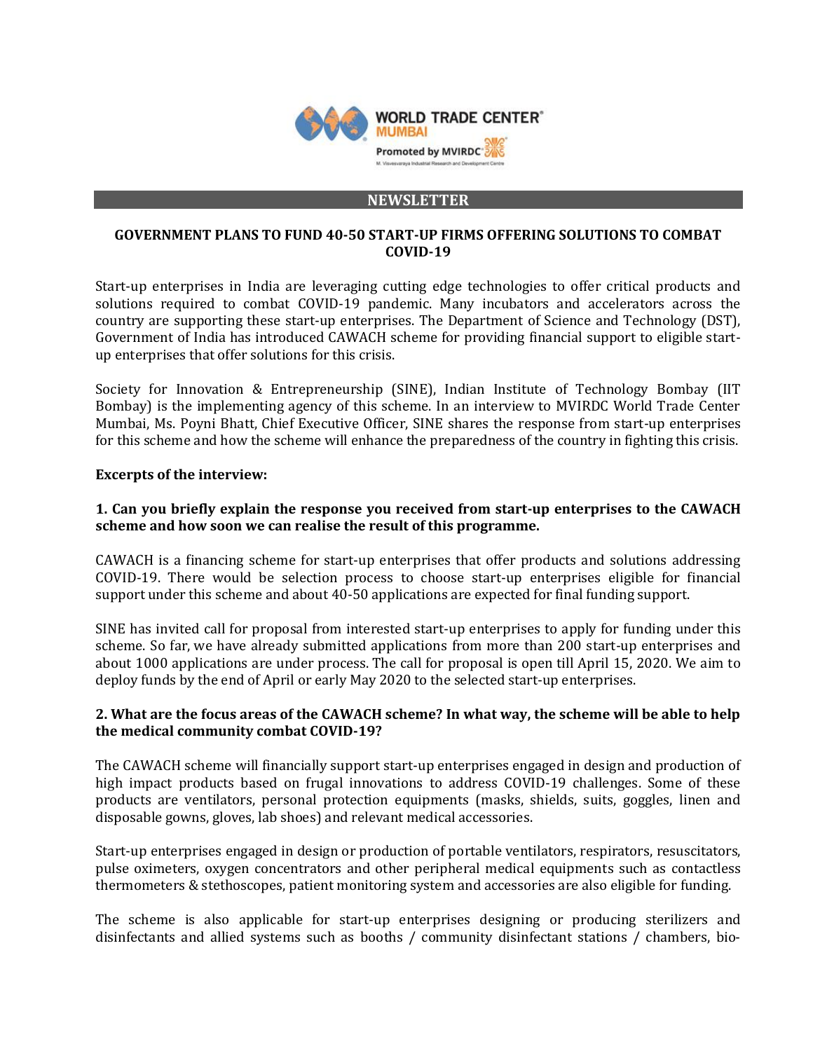WORLD TRADE CENTER® MUMBAI
Promoted by MVIRDC®
M. Visvesvaraya Industrial Research and Development Centre

## NEWSLETTER

### GOVERNMENT PLANS TO FUND 40-50 START-UP FIRMS OFFERING SOLUTIONS TO COMBAT COVID-19

Start-up enterprises in India are leveraging cutting edge technologies to offer critical products and solutions required to combat COVID-19 pandemic. Many incubators and accelerators across the country are supporting these start-up enterprises. The Department of Science and Technology (DST), Government of India has introduced CAWACH scheme for providing financial support to eligible start-up enterprises that offer solutions for this crisis.

Society for Innovation & Entrepreneurship (SINE), Indian Institute of Technology Bombay (IIT Bombay) is the implementing agency of this scheme. In an interview to MVIRDC World Trade Center Mumbai, Ms. Poyni Bhatt, Chief Executive Officer, SINE shares the response from start-up enterprises for this scheme and how the scheme will enhance the preparedness of the country in fighting this crisis.

**Excerpts of the interview:**

**1. Can you briefly explain the response you received from start-up enterprises to the CAWACH scheme and how soon we can realise the result of this programme.**

CAWACH is a financing scheme for start-up enterprises that offer products and solutions addressing COVID-19. There would be selection process to choose start-up enterprises eligible for financial support under this scheme and about 40-50 applications are expected for final funding support.

SINE has invited call for proposal from interested start-up enterprises to apply for funding under this scheme. So far, we have already submitted applications from more than 200 start-up enterprises and about 1000 applications are under process. The call for proposal is open till April 15, 2020. We aim to deploy funds by the end of April or early May 2020 to the selected start-up enterprises.

**2. What are the focus areas of the CAWACH scheme? In what way, the scheme will be able to help the medical community combat COVID-19?**

The CAWACH scheme will financially support start-up enterprises engaged in design and production of high impact products based on frugal innovations to address COVID-19 challenges. Some of these products are ventilators, personal protection equipments (masks, shields, suits, goggles, linen and disposable gowns, gloves, lab shoes) and relevant medical accessories.

Start-up enterprises engaged in design or production of portable ventilators, respirators, resuscitators, pulse oximeters, oxygen concentrators and other peripheral medical equipments such as contactless thermometers & stethoscopes, patient monitoring system and accessories are also eligible for funding.

The scheme is also applicable for start-up enterprises designing or producing sterilizers and disinfectants and allied systems such as booths / community disinfectant stations / chambers, bio-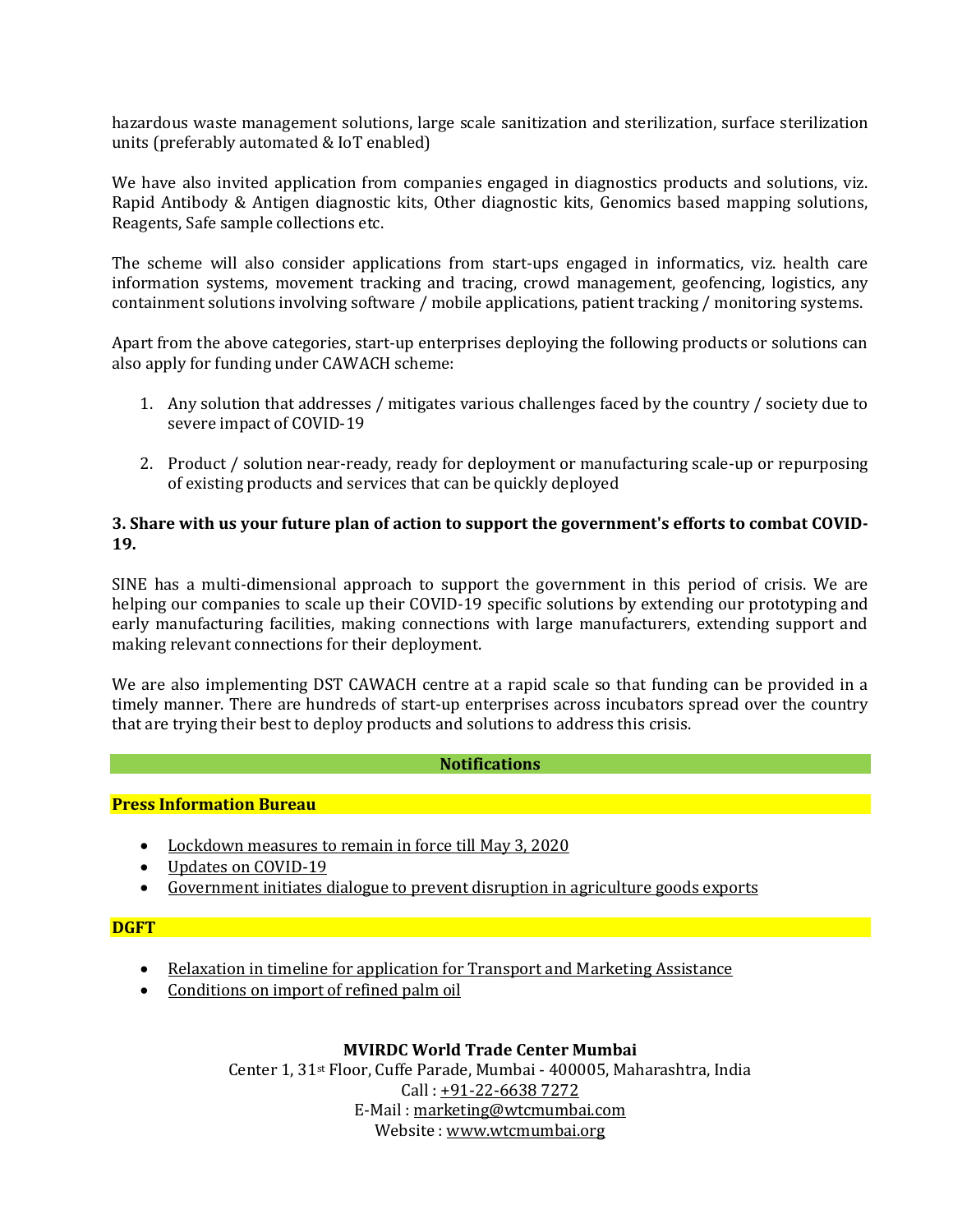hazardous waste management solutions, large scale sanitization and sterilization, surface sterilization units (preferably automated & IoT enabled)

We have also invited application from companies engaged in diagnostics products and solutions, viz. Rapid Antibody & Antigen diagnostic kits, Other diagnostic kits, Genomics based mapping solutions, Reagents, Safe sample collections etc.

The scheme will also consider applications from start-ups engaged in informatics, viz. health care information systems, movement tracking and tracing, crowd management, geofencing, logistics, any containment solutions involving software / mobile applications, patient tracking / monitoring systems.

Apart from the above categories, start-up enterprises deploying the following products or solutions can also apply for funding under CAWACH scheme:

1. Any solution that addresses / mitigates various challenges faced by the country / society due to severe impact of COVID-19

2. Product / solution near-ready, ready for deployment or manufacturing scale-up or repurposing of existing products and services that can be quickly deployed

**3. Share with us your future plan of action to support the government's efforts to combat COVID-19.**

SINE has a multi-dimensional approach to support the government in this period of crisis. We are helping our companies to scale up their COVID-19 specific solutions by extending our prototyping and early manufacturing facilities, making connections with large manufacturers, extending support and making relevant connections for their deployment.

We are also implementing DST CAWACH centre at a rapid scale so that funding can be provided in a timely manner. There are hundreds of start-up enterprises across incubators spread over the country that are trying their best to deploy products and solutions to address this crisis.

## Notifications

### Press Information Bureau

- Lockdown measures to remain in force till May 3, 2020
- Updates on COVID-19
- Government initiates dialogue to prevent disruption in agriculture goods exports

### DGFT

- Relaxation in timeline for application for Transport and Marketing Assistance
- Conditions on import of refined palm oil

**MVIRDC World Trade Center Mumbai**
Center 1, 31st Floor, Cuffe Parade, Mumbai - 400005, Maharashtra, India
Call : +91-22-6638 7272
E-Mail : marketing@wtcmumbai.com
Website : www.wtcmumbai.org